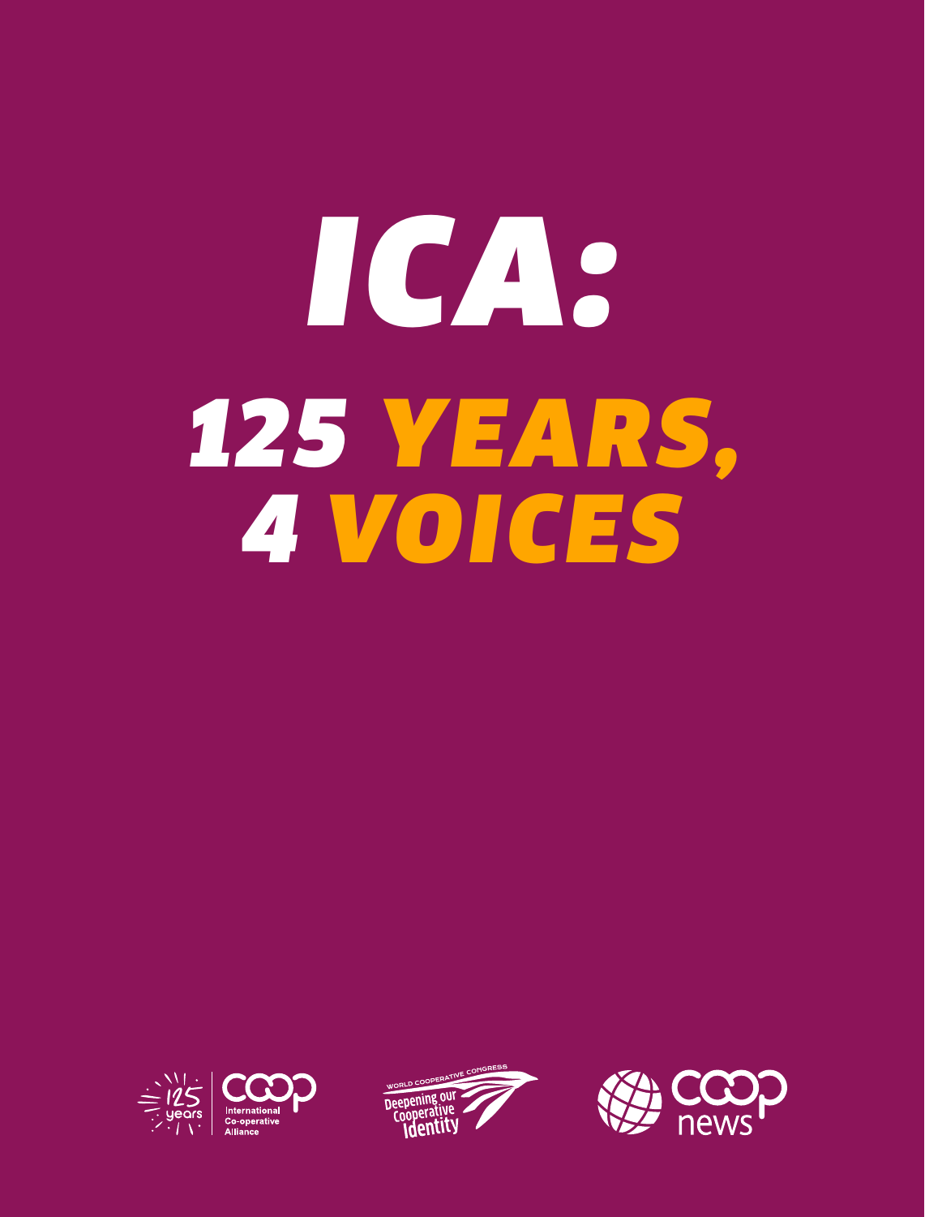# ICA:

# 125 YEARS, 4 VOICES

125 years

International Co-operative Alliance

WORLD COOPERATIVE CONGRESS

Deepening our Cooperative Identity

coop news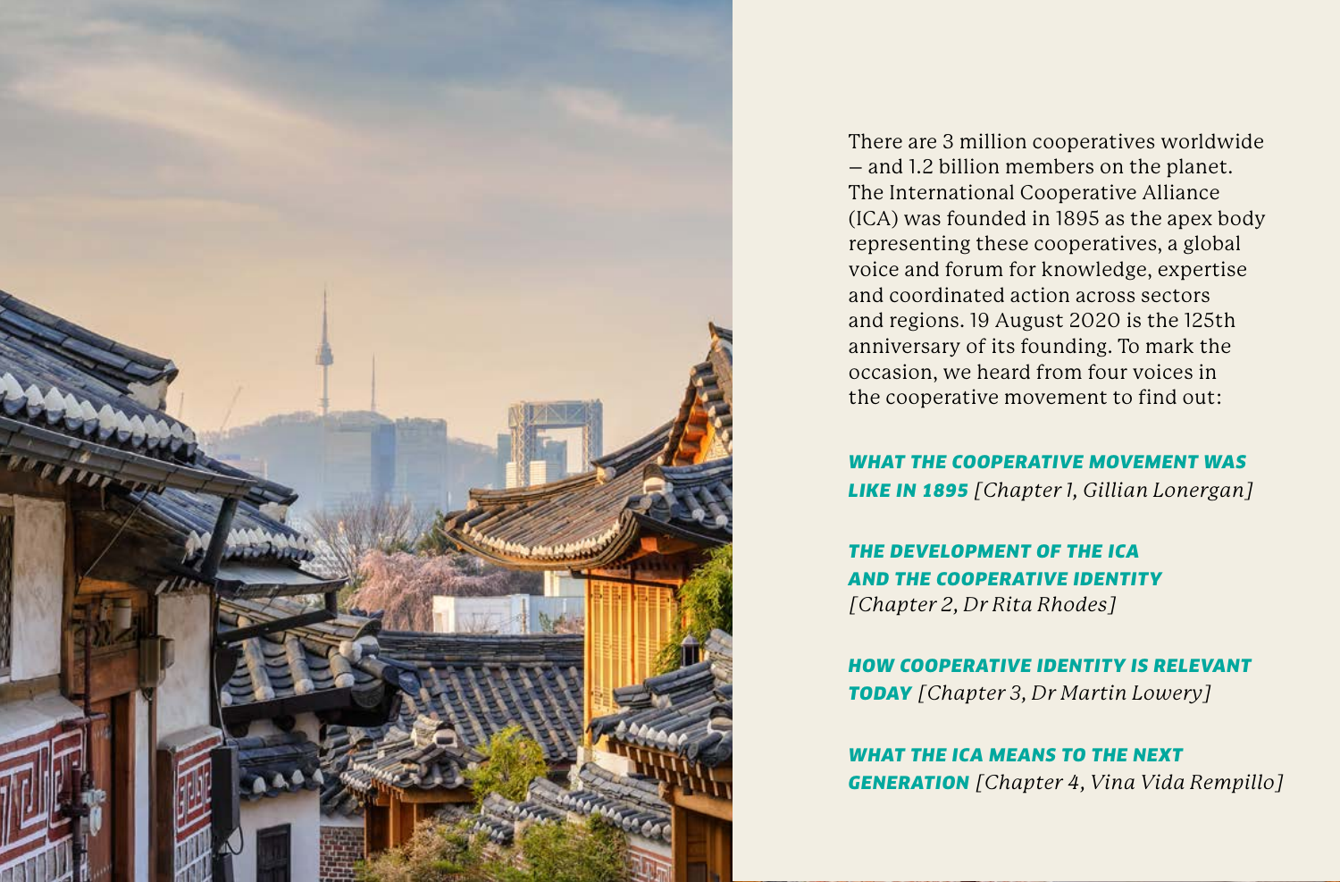There are 3 million cooperatives worldwide – and 1.2 billion members on the planet. The International Cooperative Alliance (ICA) was founded in 1895 as the apex body representing these cooperatives, a global voice and forum for knowledge, expertise and coordinated action across sectors and regions. 19 August 2020 is the 125th anniversary of its founding. To mark the occasion, we heard from four voices in the cooperative movement to find out:

***WHAT THE COOPERATIVE MOVEMENT WAS LIKE IN 1895*** *[Chapter 1, Gillian Lonergan]*

***THE DEVELOPMENT OF THE ICA AND THE COOPERATIVE IDENTITY*** *[Chapter 2, Dr Rita Rhodes]*

***HOW COOPERATIVE IDENTITY IS RELEVANT TODAY*** *[Chapter 3, Dr Martin Lowery]*

***WHAT THE ICA MEANS TO THE NEXT GENERATION*** *[Chapter 4, Vina Vida Rempillo]*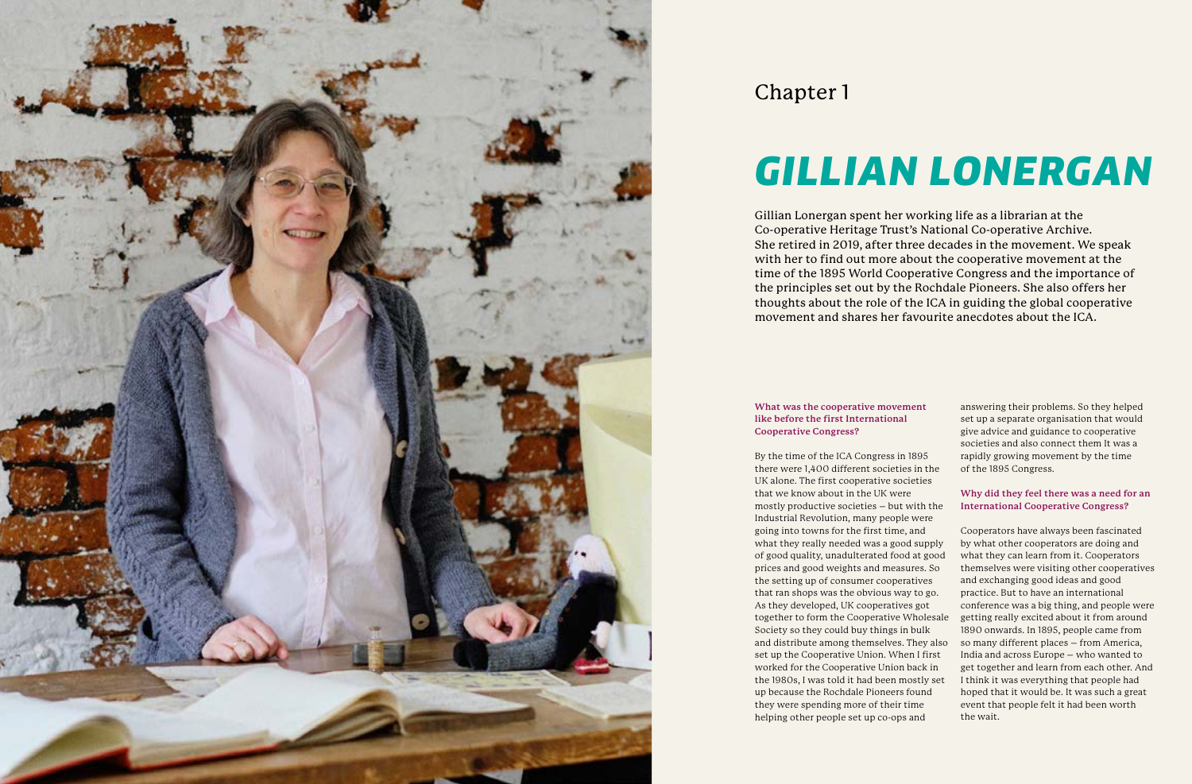Chapter 1

# *GILLIAN LONERGAN*

Gillian Lonergan spent her working life as a librarian at the Co-operative Heritage Trust's National Co-operative Archive. She retired in 2019, after three decades in the movement. We speak with her to find out more about the cooperative movement at the time of the 1895 World Cooperative Congress and the importance of the principles set out by the Rochdale Pioneers. She also offers her thoughts about the role of the ICA in guiding the global cooperative movement and shares her favourite anecdotes about the ICA.

**What was the cooperative movement like before the first International Cooperative Congress?**

By the time of the ICA Congress in 1895 there were 1,400 different societies in the UK alone. The first cooperative societies that we know about in the UK were mostly productive societies – but with the Industrial Revolution, many people were going into towns for the first time, and what they really needed was a good supply of good quality, unadulterated food at good prices and good weights and measures. So the setting up of consumer cooperatives that ran shops was the obvious way to go. As they developed, UK cooperatives got together to form the Cooperative Wholesale Society so they could buy things in bulk and distribute among themselves. They also set up the Cooperative Union. When I first worked for the Cooperative Union back in the 1980s, I was told it had been mostly set up because the Rochdale Pioneers found they were spending more of their time helping other people set up co-ops and answering their problems. So they helped set up a separate organisation that would give advice and guidance to cooperative societies and also connect them It was a rapidly growing movement by the time of the 1895 Congress.

**Why did they feel there was a need for an International Cooperative Congress?**

Cooperators have always been fascinated by what other cooperators are doing and what they can learn from it. Cooperators themselves were visiting other cooperatives and exchanging good ideas and good practice. But to have an international conference was a big thing, and people were getting really excited about it from around 1890 onwards. In 1895, people came from so many different places – from America, India and across Europe – who wanted to get together and learn from each other. And I think it was everything that people had hoped that it would be. It was such a great event that people felt it had been worth the wait.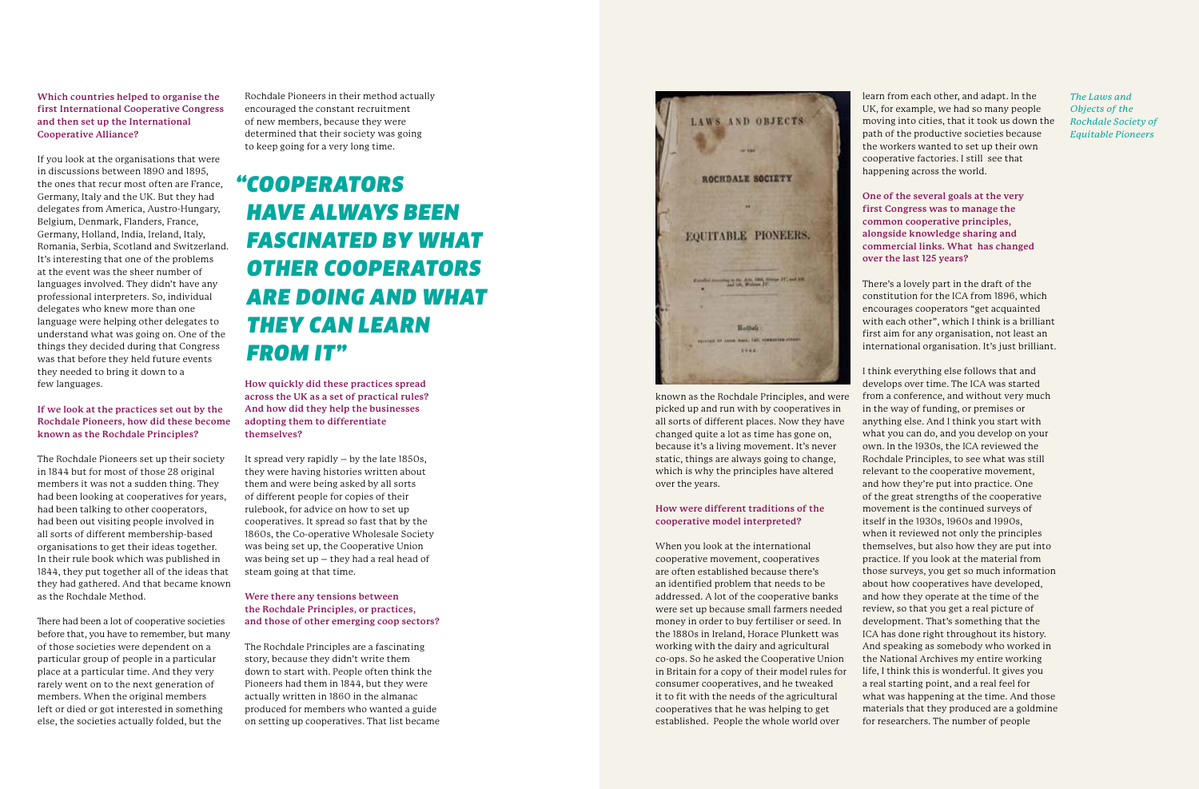**Which countries helped to organise the first International Cooperative Congress and then set up the International Cooperative Alliance?**

If you look at the organisations that were in discussions between 1890 and 1895, the ones that recur most often are France, Germany, Italy and the UK. But they had delegates from America, Austro-Hungary, Belgium, Denmark, Flanders, France, Germany, Holland, India, Ireland, Italy, Romania, Serbia, Scotland and Switzerland. It's interesting that one of the problems at the event was the sheer number of languages involved. They didn't have any professional interpreters. So, individual delegates who knew more than one language were helping other delegates to understand what was going on. One of the things they decided during that Congress was that before they held future events they needed to bring it down to a few languages.

**If we look at the practices set out by the Rochdale Pioneers, how did these become known as the Rochdale Principles?**

The Rochdale Pioneers set up their society in 1844 but for most of those 28 original members it was not a sudden thing. They had been looking at cooperatives for years, had been talking to other cooperators, had been out visiting people involved in all sorts of different membership-based organisations to get their ideas together. In their rule book which was published in 1844, they put together all of the ideas that they had gathered. And that became known as the Rochdale Method.

There had been a lot of cooperative societies before that, you have to remember, but many of those societies were dependent on a particular group of people in a particular place at a particular time. And they very rarely went on to the next generation of members. When the original members left or died or got interested in something else, the societies actually folded, but the Rochdale Pioneers in their method actually encouraged the constant recruitment of new members, because they were determined that their society was going to keep going for a very long time.

> ***"COOPERATORS HAVE ALWAYS BEEN FASCINATED BY WHAT OTHER COOPERATORS ARE DOING AND WHAT THEY CAN LEARN FROM IT"***

**How quickly did these practices spread across the UK as a set of practical rules? And how did they help the businesses adopting them to differentiate themselves?**

It spread very rapidly – by the late 1850s, they were having histories written about them and were being asked by all sorts of different people for copies of their rulebook, for advice on how to set up cooperatives. It spread so fast that by the 1860s, the Co-operative Wholesale Society was being set up, the Cooperative Union was being set up – they had a real head of steam going at that time.

**Were there any tensions between the Rochdale Principles, or practices, and those of other emerging coop sectors?**

The Rochdale Principles are a fascinating story, because they didn't write them down to start with. People often think the Pioneers had them in 1844, but they were actually written in 1860 in the almanac produced for members who wanted a guide on setting up cooperatives. That list became known as the Rochdale Principles, and were picked up and run with by cooperatives in all sorts of different places. Now they have changed quite a lot as time has gone on, because it's a living movement. It's never static, things are always going to change, which is why the principles have altered over the years.

**How were different traditions of the cooperative model interpreted?**

When you look at the international cooperative movement, cooperatives are often established because there's an identified problem that needs to be addressed. A lot of the cooperative banks were set up because small farmers needed money in order to buy fertiliser or seed. In the 1880s in Ireland, Horace Plunkett was working with the dairy and agricultural co-ops. So he asked the Cooperative Union in Britain for a copy of their model rules for consumer cooperatives, and he tweaked it to fit with the needs of the agricultural cooperatives that he was helping to get established. People the whole world over learn from each other, and adapt. In the UK, for example, we had so many people moving into cities, that it took us down the path of the productive societies because the workers wanted to set up their own cooperative factories. I still see that happening across the world.

*The Laws and Objects of the Rochdale Society of Equitable Pioneers*

**One of the several goals at the very first Congress was to manage the common cooperative principles, alongside knowledge sharing and commercial links. What has changed over the last 125 years?**

There's a lovely part in the draft of the constitution for the ICA from 1896, which encourages cooperators "get acquainted with each other", which I think is a brilliant first aim for any organisation, not least an international organisation. It's just brilliant.

I think everything else follows that and develops over time. The ICA was started from a conference, and without very much in the way of funding, or premises or anything else. And I think you start with what you can do, and you develop on your own. In the 1930s, the ICA reviewed the Rochdale Principles, to see what was still relevant to the cooperative movement, and how they're put into practice. One of the great strengths of the cooperative movement is the continued surveys of itself in the 1930s, 1960s and 1990s, when it reviewed not only the principles themselves, but also how they are put into practice. If you look at the material from those surveys, you get so much information about how cooperatives have developed, and how they operate at the time of the review, so that you get a real picture of development. That's something that the ICA has done right throughout its history. And speaking as somebody who worked in the National Archives my entire working life, I think this is wonderful. It gives you a real starting point, and a real feel for what was happening at the time. And those materials that they produced are a goldmine for researchers. The number of people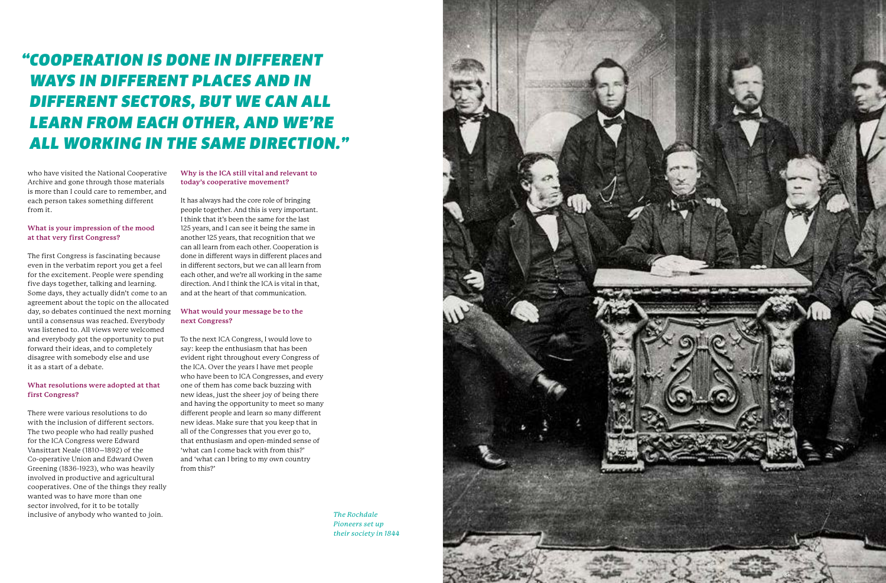*"COOPERATION IS DONE IN DIFFERENT WAYS IN DIFFERENT PLACES AND IN DIFFERENT SECTORS, BUT WE CAN ALL LEARN FROM EACH OTHER, AND WE'RE ALL WORKING IN THE SAME DIRECTION."*

who have visited the National Cooperative Archive and gone through those materials is more than I could care to remember, and each person takes something different from it.

**What is your impression of the mood at that very first Congress?**

The first Congress is fascinating because even in the verbatim report you get a feel for the excitement. People were spending five days together, talking and learning. Some days, they actually didn't come to an agreement about the topic on the allocated day, so debates continued the next morning until a consensus was reached. Everybody was listened to. All views were welcomed and everybody got the opportunity to put forward their ideas, and to completely disagree with somebody else and use it as a start of a debate.

**What resolutions were adopted at that first Congress?**

There were various resolutions to do with the inclusion of different sectors. The two people who had really pushed for the ICA Congress were Edward Vansittart Neale (1810–1892) of the Co-operative Union and Edward Owen Greening (1836-1923), who was heavily involved in productive and agricultural cooperatives. One of the things they really wanted was to have more than one sector involved, for it to be totally inclusive of anybody who wanted to join.

**Why is the ICA still vital and relevant to today's cooperative movement?**

It has always had the core role of bringing people together. And this is very important. I think that it's been the same for the last 125 years, and I can see it being the same in another 125 years, that recognition that we can all learn from each other. Cooperation is done in different ways in different places and in different sectors, but we can all learn from each other, and we're all working in the same direction. And I think the ICA is vital in that, and at the heart of that communication.

**What would your message be to the next Congress?**

To the next ICA Congress, I would love to say: keep the enthusiasm that has been evident right throughout every Congress of the ICA. Over the years I have met people who have been to ICA Congresses, and every one of them has come back buzzing with new ideas, just the sheer joy of being there and having the opportunity to meet so many different people and learn so many different new ideas. Make sure that you keep that in all of the Congresses that you ever go to, that enthusiasm and open-minded sense of 'what can I come back with from this?' and 'what can I bring to my own country from this?'

*The Rochdale Pioneers set up their society in 1844*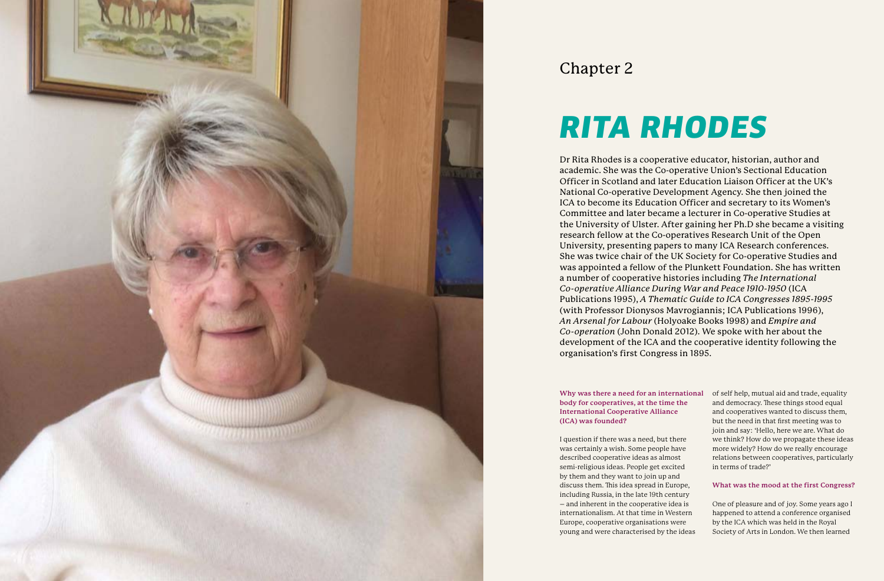Chapter 2

# RITA RHODES

Dr Rita Rhodes is a cooperative educator, historian, author and academic. She was the Co-operative Union's Sectional Education Officer in Scotland and later Education Liaison Officer at the UK's National Co-operative Development Agency. She then joined the ICA to become its Education Officer and secretary to its Women's Committee and later became a lecturer in Co-operative Studies at the University of Ulster. After gaining her Ph.D she became a visiting research fellow at the Co-operatives Research Unit of the Open University, presenting papers to many ICA Research conferences. She was twice chair of the UK Society for Co-operative Studies and was appointed a fellow of the Plunkett Foundation. She has written a number of cooperative histories including *The International Co-operative Alliance During War and Peace 1910-1950* (ICA Publications 1995), *A Thematic Guide to ICA Congresses 1895-1995* (with Professor Dionysos Mavrogiannis; ICA Publications 1996), *An Arsenal for Labour* (Holyoake Books 1998) and *Empire and Co-operation* (John Donald 2012). We spoke with her about the development of the ICA and the cooperative identity following the organisation's first Congress in 1895.

**Why was there a need for an international body for cooperatives, at the time the International Cooperative Alliance (ICA) was founded?**

I question if there was a need, but there was certainly a wish. Some people have described cooperative ideas as almost semi-religious ideas. People get excited by them and they want to join up and discuss them. This idea spread in Europe, including Russia, in the late 19th century – and inherent in the cooperative idea is internationalism. At that time in Western Europe, cooperative organisations were young and were characterised by the ideas of self help, mutual aid and trade, equality and democracy. These things stood equal and cooperatives wanted to discuss them, but the need in that first meeting was to join and say: 'Hello, here we are. What do we think? How do we propagate these ideas more widely? How do we really encourage relations between cooperatives, particularly in terms of trade?'

**What was the mood at the first Congress?**

One of pleasure and of joy. Some years ago I happened to attend a conference organised by the ICA which was held in the Royal Society of Arts in London. We then learned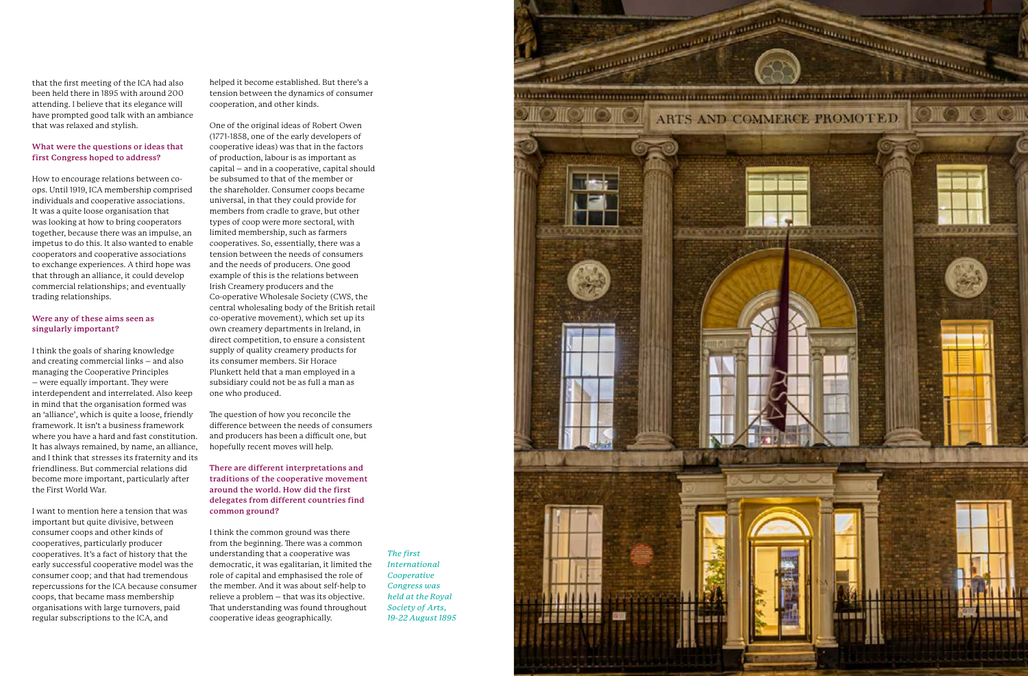that the first meeting of the ICA had also been held there in 1895 with around 200 attending. I believe that its elegance will have prompted good talk with an ambiance that was relaxed and stylish.

**What were the questions or ideas that first Congress hoped to address?**

How to encourage relations between co-ops. Until 1919, ICA membership comprised individuals and cooperative associations. It was a quite loose organisation that was looking at how to bring cooperators together, because there was an impulse, an impetus to do this. It also wanted to enable cooperators and cooperative associations to exchange experiences. A third hope was that through an alliance, it could develop commercial relationships; and eventually trading relationships.

**Were any of these aims seen as singularly important?**

I think the goals of sharing knowledge and creating commercial links – and also managing the Cooperative Principles – were equally important. They were interdependent and interrelated. Also keep in mind that the organisation formed was an 'alliance', which is quite a loose, friendly framework. It isn't a business framework where you have a hard and fast constitution. It has always remained, by name, an alliance, and I think that stresses its fraternity and its friendliness. But commercial relations did become more important, particularly after the First World War.

I want to mention here a tension that was important but quite divisive, between consumer coops and other kinds of cooperatives, particularly producer cooperatives. It's a fact of history that the early successful cooperative model was the consumer coop; and that had tremendous repercussions for the ICA because consumer coops, that became mass membership organisations with large turnovers, paid regular subscriptions to the ICA, and helped it become established. But there's a tension between the dynamics of consumer cooperation, and other kinds.

One of the original ideas of Robert Owen (1771-1858, one of the early developers of cooperative ideas) was that in the factors of production, labour is as important as capital – and in a cooperative, capital should be subsumed to that of the member or the shareholder. Consumer coops became universal, in that they could provide for members from cradle to grave, but other types of coop were more sectoral, with limited membership, such as farmers cooperatives. So, essentially, there was a tension between the needs of consumers and the needs of producers. One good example of this is the relations between Irish Creamery producers and the Co-operative Wholesale Society (CWS, the central wholesaling body of the British retail co-operative movement), which set up its own creamery departments in Ireland, in direct competition, to ensure a consistent supply of quality creamery products for its consumer members. Sir Horace Plunkett held that a man employed in a subsidiary could not be as full a man as one who produced.

The question of how you reconcile the difference between the needs of consumers and producers has been a difficult one, but hopefully recent moves will help.

**There are different interpretations and traditions of the cooperative movement around the world. How did the first delegates from different countries find common ground?**

I think the common ground was there from the beginning. There was a common understanding that a cooperative was democratic, it was egalitarian, it limited the role of capital and emphasised the role of the member. And it was about self-help to relieve a problem – that was its objective. That understanding was found throughout cooperative ideas geographically.

*The first International Cooperative Congress was held at the Royal Society of Arts, 19-22 August 1895*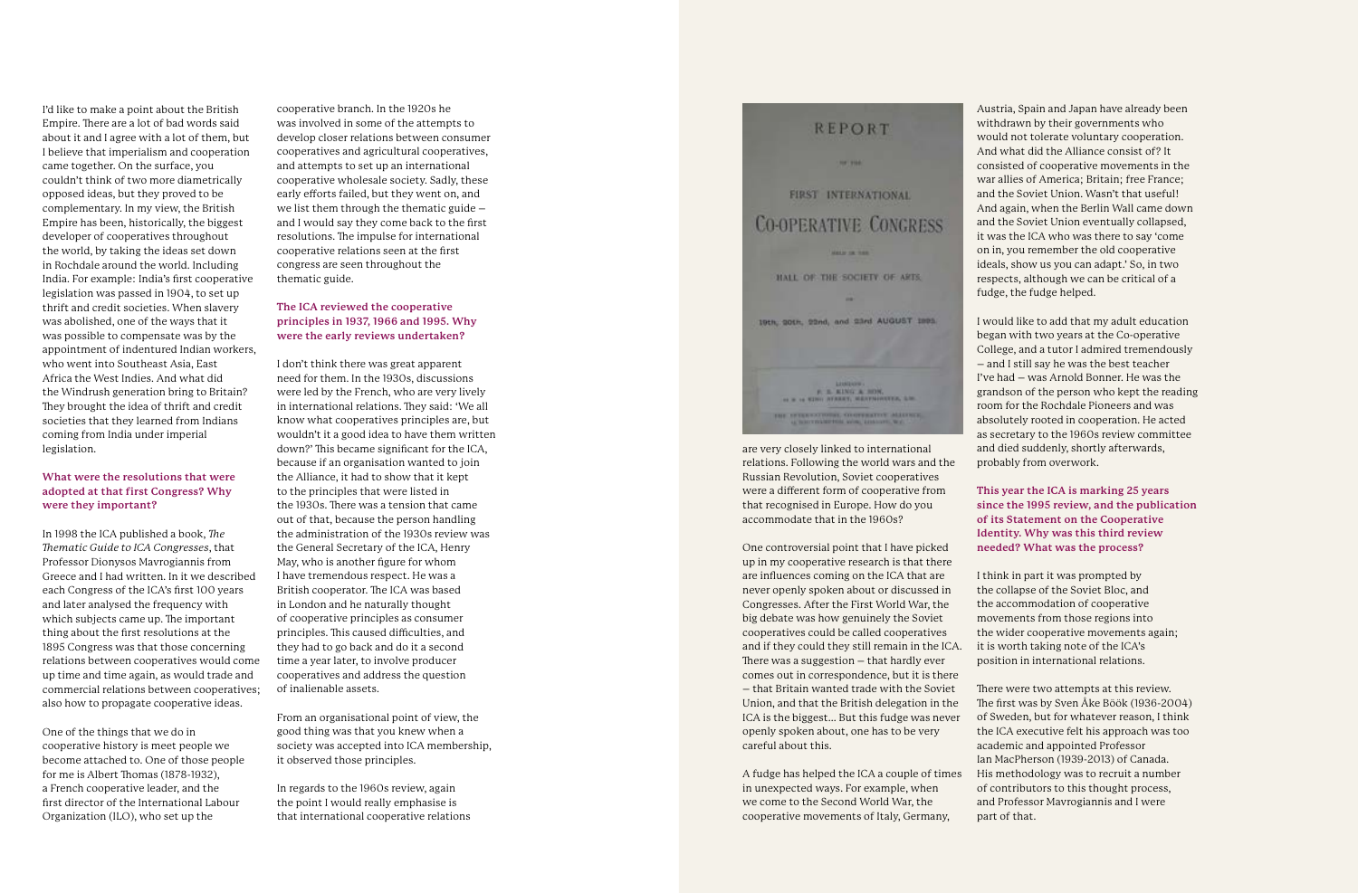I'd like to make a point about the British Empire. There are a lot of bad words said about it and I agree with a lot of them, but I believe that imperialism and cooperation came together. On the surface, you couldn't think of two more diametrically opposed ideas, but they proved to be complementary. In my view, the British Empire has been, historically, the biggest developer of cooperatives throughout the world, by taking the ideas set down in Rochdale around the world. Including India. For example: India's first cooperative legislation was passed in 1904, to set up thrift and credit societies. When slavery was abolished, one of the ways that it was possible to compensate was by the appointment of indentured Indian workers, who went into Southeast Asia, East Africa the West Indies. And what did the Windrush generation bring to Britain? They brought the idea of thrift and credit societies that they learned from Indians coming from India under imperial legislation.

### What were the resolutions that were adopted at that first Congress? Why were they important?

In 1998 the ICA published a book, *The Thematic Guide to ICA Congresses*, that Professor Dionysos Mavrogiannis from Greece and I had written. In it we described each Congress of the ICA's first 100 years and later analysed the frequency with which subjects came up. The important thing about the first resolutions at the 1895 Congress was that those concerning relations between cooperatives would come up time and time again, as would trade and commercial relations between cooperatives; also how to propagate cooperative ideas.

One of the things that we do in cooperative history is meet people we become attached to. One of those people for me is Albert Thomas (1878-1932), a French cooperative leader, and the first director of the International Labour Organization (ILO), who set up the cooperative branch. In the 1920s he was involved in some of the attempts to develop closer relations between consumer cooperatives and agricultural cooperatives, and attempts to set up an international cooperative wholesale society. Sadly, these early efforts failed, but they went on, and we list them through the thematic guide – and I would say they come back to the first resolutions. The impulse for international cooperative relations seen at the first congress are seen throughout the thematic guide.

### The ICA reviewed the cooperative principles in 1937, 1966 and 1995. Why were the early reviews undertaken?

I don't think there was great apparent need for them. In the 1930s, discussions were led by the French, who are very lively in international relations. They said: 'We all know what cooperatives principles are, but wouldn't it a good idea to have them written down?' This became significant for the ICA, because if an organisation wanted to join the Alliance, it had to show that it kept to the principles that were listed in the 1930s. There was a tension that came out of that, because the person handling the administration of the 1930s review was the General Secretary of the ICA, Henry May, who is another figure for whom I have tremendous respect. He was a British cooperator. The ICA was based in London and he naturally thought of cooperative principles as consumer principles. This caused difficulties, and they had to go back and do it a second time a year later, to involve producer cooperatives and address the question of inalienable assets.

From an organisational point of view, the good thing was that you knew when a society was accepted into ICA membership, it observed those principles.

In regards to the 1960s review, again the point I would really emphasise is that international cooperative relations are very closely linked to international relations. Following the world wars and the Russian Revolution, Soviet cooperatives were a different form of cooperative from that recognised in Europe. How do you accommodate that in the 1960s?

One controversial point that I have picked up in my cooperative research is that there are influences coming on the ICA that are never openly spoken about or discussed in Congresses. After the First World War, the big debate was how genuinely the Soviet cooperatives could be called cooperatives and if they could they still remain in the ICA. There was a suggestion – that hardly ever comes out in correspondence, but it is there – that Britain wanted trade with the Soviet Union, and that the British delegation in the ICA is the biggest… But this fudge was never openly spoken about, one has to be very careful about this.

A fudge has helped the ICA a couple of times in unexpected ways. For example, when we come to the Second World War, the cooperative movements of Italy, Germany, Austria, Spain and Japan have already been withdrawn by their governments who would not tolerate voluntary cooperation. And what did the Alliance consist of? It consisted of cooperative movements in the war allies of America; Britain; free France; and the Soviet Union. Wasn't that useful! And again, when the Berlin Wall came down and the Soviet Union eventually collapsed, it was the ICA who was there to say 'come on in, you remember the old cooperative ideals, show us you can adapt.' So, in two respects, although we can be critical of a fudge, the fudge helped.

I would like to add that my adult education began with two years at the Co-operative College, and a tutor I admired tremendously – and I still say he was the best teacher I've had – was Arnold Bonner. He was the grandson of the person who kept the reading room for the Rochdale Pioneers and was absolutely rooted in cooperation. He acted as secretary to the 1960s review committee and died suddenly, shortly afterwards, probably from overwork.

### This year the ICA is marking 25 years since the 1995 review, and the publication of its Statement on the Cooperative Identity. Why was this third review needed? What was the process?

I think in part it was prompted by the collapse of the Soviet Bloc, and the accommodation of cooperative movements from those regions into the wider cooperative movements again; it is worth taking note of the ICA's position in international relations.

There were two attempts at this review. The first was by Sven Åke Böök (1936-2004) of Sweden, but for whatever reason, I think the ICA executive felt his approach was too academic and appointed Professor Ian MacPherson (1939-2013) of Canada. His methodology was to recruit a number of contributors to this thought process, and Professor Mavrogiannis and I were part of that.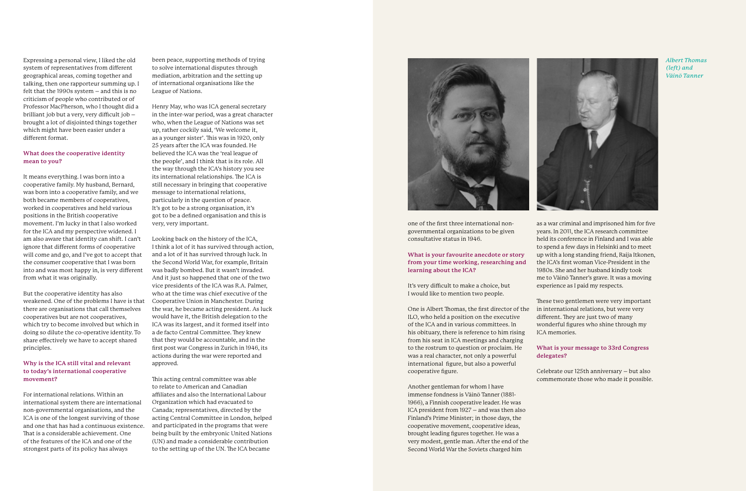Expressing a personal view, I liked the old system of representatives from different geographical areas, coming together and talking, then one rapporteur summing up. I felt that the 1990s system – and this is no criticism of people who contributed or of Professor MacPherson, who I thought did a brilliant job but a very, very difficult job – brought a lot of disjointed things together which might have been easier under a different format.

**What does the cooperative identity mean to you?**

It means everything. I was born into a cooperative family. My husband, Bernard, was born into a cooperative family, and we both became members of cooperatives, worked in cooperatives and held various positions in the British cooperative movement. I'm lucky in that I also worked for the ICA and my perspective widened. I am also aware that identity can shift. I can't ignore that different forms of cooperative will come and go, and I've got to accept that the consumer cooperative that I was born into and was most happy in, is very different from what it was originally.

But the cooperative identity has also weakened. One of the problems I have is that there are organisations that call themselves cooperatives but are not cooperatives, which try to become involved but which in doing so dilute the co-operative identity. To share effectively we have to accept shared principles.

**Why is the ICA still vital and relevant to today's international cooperative movement?**

For international relations. Within an international system there are international non-governmental organisations, and the ICA is one of the longest surviving of those and one that has had a continuous existence. That is a considerable achievement. One of the features of the ICA and one of the strongest parts of its policy has always been peace, supporting methods of trying to solve international disputes through mediation, arbitration and the setting up of international organisations like the League of Nations.

Henry May, who was ICA general secretary in the inter-war period, was a great character who, when the League of Nations was set up, rather cockily said, 'We welcome it, as a younger sister'. This was in 1920, only 25 years after the ICA was founded. He believed the ICA was the 'real league of the people', and I think that is its role. All the way through the ICA's history you see its international relationships. The ICA is still necessary in bringing that cooperative message to international relations, particularly in the question of peace. It's got to be a strong organisation, it's got to be a defined organisation and this is very, very important.

Looking back on the history of the ICA, I think a lot of it has survived through action, and a lot of it has survived through luck. In the Second World War, for example, Britain was badly bombed. But it wasn't invaded. And it just so happened that one of the two vice presidents of the ICA was R.A. Palmer, who at the time was chief executive of the Cooperative Union in Manchester. During the war, he became acting president. As luck would have it, the British delegation to the ICA was its largest, and it formed itself into a de facto Central Committee. They knew that they would be accountable, and in the first post war Congress in Zurich in 1946, its actions during the war were reported and approved.

This acting central committee was able to relate to American and Canadian affiliates and also the International Labour Organization which had evacuated to Canada; representatives, directed by the acting Central Committee in London, helped and participated in the programs that were being built by the embryonic United Nations (UN) and made a considerable contribution to the setting up of the UN. The ICA became one of the first three international non-governmental organizations to be given consultative status in 1946.

*Albert Thomas (left) and Väinö Tanner*

**What is your favourite anecdote or story from your time working, researching and learning about the ICA?**

It's very difficult to make a choice, but I would like to mention two people.

One is Albert Thomas, the first director of the ILO, who held a position on the executive of the ICA and in various committees. In his obituary, there is reference to him rising from his seat in ICA meetings and charging to the rostrum to question or proclaim. He was a real character, not only a powerful international figure, but also a powerful cooperative figure.

Another gentleman for whom I have immense fondness is Väinö Tanner (1881-1966), a Finnish cooperative leader. He was ICA president from 1927 – and was then also Finland's Prime Minister; in those days, the cooperative movement, cooperative ideas, brought leading figures together. He was a very modest, gentle man. After the end of the Second World War the Soviets charged him as a war criminal and imprisoned him for five years. In 2011, the ICA research committee held its conference in Finland and I was able to spend a few days in Helsinki and to meet up with a long standing friend, Raija Itkonen, the ICA's first woman Vice-President in the 1980s. She and her husband kindly took me to Väinö Tanner's grave. It was a moving experience as I paid my respects.

These two gentlemen were very important in international relations, but were very different. They are just two of many wonderful figures who shine through my ICA memories.

**What is your message to 33rd Congress delegates?**

Celebrate our 125th anniversary – but also commemorate those who made it possible.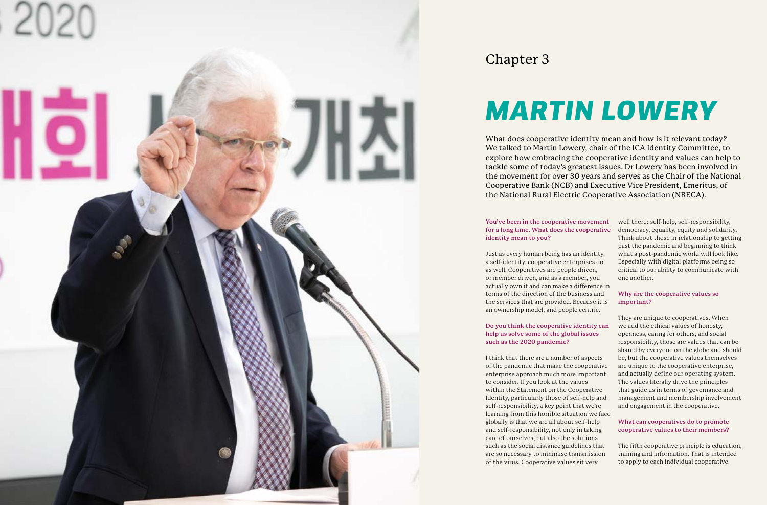Chapter 3

# *MARTIN LOWERY*

What does cooperative identity mean and how is it relevant today? We talked to Martin Lowery, chair of the ICA Identity Committee, to explore how embracing the cooperative identity and values can help to tackle some of today's greatest issues. Dr Lowery has been involved in the movement for over 30 years and serves as the Chair of the National Cooperative Bank (NCB) and Executive Vice President, Emeritus, of the National Rural Electric Cooperative Association (NRECA).

**You've been in the cooperative movement for a long time. What does the cooperative identity mean to you?**

Just as every human being has an identity, a self-identity, cooperative enterprises do as well. Cooperatives are people driven, or member driven, and as a member, you actually own it and can make a difference in terms of the direction of the business and the services that are provided. Because it is an ownership model, and people centric.

**Do you think the cooperative identity can help us solve some of the global issues such as the 2020 pandemic?**

I think that there are a number of aspects of the pandemic that make the cooperative enterprise approach much more important to consider. If you look at the values within the Statement on the Cooperative Identity, particularly those of self-help and self-responsibility, a key point that we're learning from this horrible situation we face globally is that we are all about self-help and self-responsibility, not only in taking care of ourselves, but also the solutions such as the social distance guidelines that are so necessary to minimise transmission of the virus. Cooperative values sit very well there: self-help, self-responsibility, democracy, equality, equity and solidarity. Think about those in relationship to getting past the pandemic and beginning to think what a post-pandemic world will look like. Especially with digital platforms being so critical to our ability to communicate with one another.

**Why are the cooperative values so important?**

They are unique to cooperatives. When we add the ethical values of honesty, openness, caring for others, and social responsibility, those are values that can be shared by everyone on the globe and should be, but the cooperative values themselves are unique to the cooperative enterprise, and actually define our operating system. The values literally drive the principles that guide us in terms of governance and management and membership involvement and engagement in the cooperative.

**What can cooperatives do to promote cooperative values to their members?**

The fifth cooperative principle is education, training and information. That is intended to apply to each individual cooperative.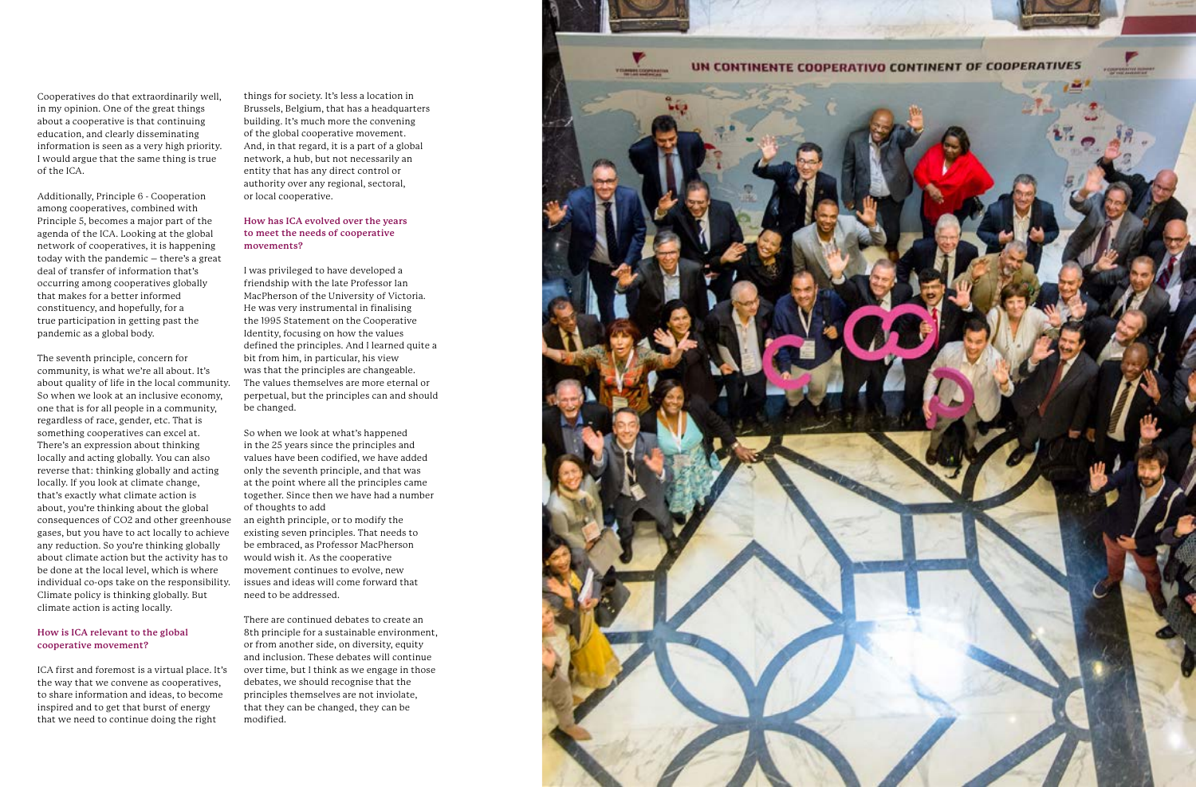Cooperatives do that extraordinarily well, in my opinion. One of the great things about a cooperative is that continuing education, and clearly disseminating information is seen as a very high priority. I would argue that the same thing is true of the ICA.

Additionally, Principle 6 - Cooperation among cooperatives, combined with Principle 5, becomes a major part of the agenda of the ICA. Looking at the global network of cooperatives, it is happening today with the pandemic – there's a great deal of transfer of information that's occurring among cooperatives globally that makes for a better informed constituency, and hopefully, for a true participation in getting past the pandemic as a global body.

The seventh principle, concern for community, is what we're all about. It's about quality of life in the local community. So when we look at an inclusive economy, one that is for all people in a community, regardless of race, gender, etc. That is something cooperatives can excel at. There's an expression about thinking locally and acting globally. You can also reverse that: thinking globally and acting locally. If you look at climate change, that's exactly what climate action is about, you're thinking about the global consequences of $CO_2$ and other greenhouse gases, but you have to act locally to achieve any reduction. So you're thinking globally about climate action but the activity has to be done at the local level, which is where individual co-ops take on the responsibility. Climate policy is thinking globally. But climate action is acting locally.

### How is ICA relevant to the global cooperative movement?

ICA first and foremost is a virtual place. It's the way that we convene as cooperatives, to share information and ideas, to become inspired and to get that burst of energy that we need to continue doing the right things for society. It's less a location in Brussels, Belgium, that has a headquarters building. It's much more the convening of the global cooperative movement. And, in that regard, it is a part of a global network, a hub, but not necessarily an entity that has any direct control or authority over any regional, sectoral, or local cooperative.

### How has ICA evolved over the years to meet the needs of cooperative movements?

I was privileged to have developed a friendship with the late Professor Ian MacPherson of the University of Victoria. He was very instrumental in finalising the 1995 Statement on the Cooperative Identity, focusing on how the values defined the principles. And I learned quite a bit from him, in particular, his view was that the principles are changeable. The values themselves are more eternal or perpetual, but the principles can and should be changed.

So when we look at what's happened in the 25 years since the principles and values have been codified, we have added only the seventh principle, and that was at the point where all the principles came together. Since then we have had a number of thoughts to add an eighth principle, or to modify the existing seven principles. That needs to be embraced, as Professor MacPherson would wish it. As the cooperative movement continues to evolve, new issues and ideas will come forward that need to be addressed.

There are continued debates to create an 8th principle for a sustainable environment, or from another side, on diversity, equity and inclusion. These debates will continue over time, but I think as we engage in those debates, we should recognise that the principles themselves are not inviolate, that they can be changed, they can be modified.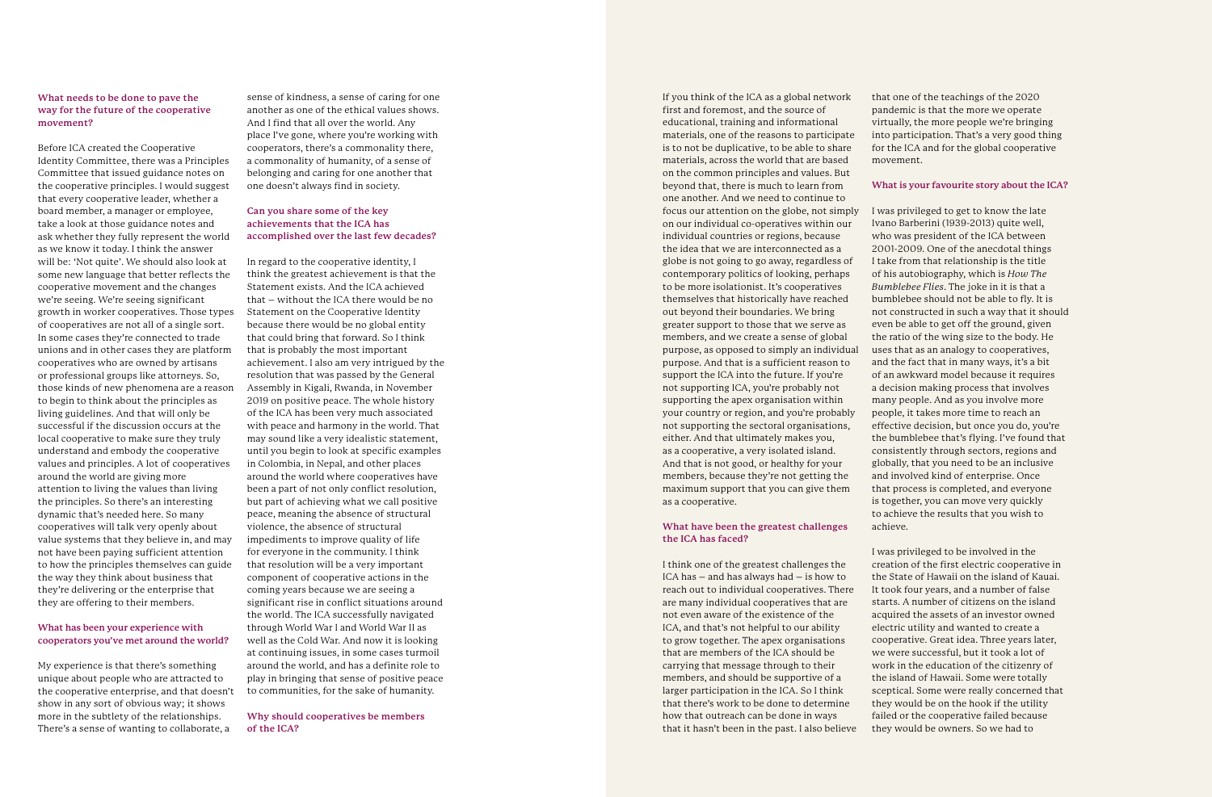### What needs to be done to pave the way for the future of the cooperative movement?

Before ICA created the Cooperative Identity Committee, there was a Principles Committee that issued guidance notes on the cooperative principles. I would suggest that every cooperative leader, whether a board member, a manager or employee, take a look at those guidance notes and ask whether they fully represent the world as we know it today. I think the answer will be: 'Not quite'. We should also look at some new language that better reflects the cooperative movement and the changes we're seeing. We're seeing significant growth in worker cooperatives. Those types of cooperatives are not all of a single sort. In some cases they're connected to trade unions and in other cases they are platform cooperatives who are owned by artisans or professional groups like attorneys. So, those kinds of new phenomena are a reason to begin to think about the principles as living guidelines. And that will only be successful if the discussion occurs at the local cooperative to make sure they truly understand and embody the cooperative values and principles. A lot of cooperatives around the world are giving more attention to living the values than living the principles. So there's an interesting dynamic that's needed here. So many cooperatives will talk very openly about value systems that they believe in, and may not have been paying sufficient attention to how the principles themselves can guide the way they think about business that they're delivering or the enterprise that they are offering to their members.

### What has been your experience with cooperators you've met around the world?

My experience is that there's something unique about people who are attracted to the cooperative enterprise, and that doesn't show in any sort of obvious way; it shows more in the subtlety of the relationships. There's a sense of wanting to collaborate, a sense of kindness, a sense of caring for one another as one of the ethical values shows. And I find that all over the world. Any place I've gone, where you're working with cooperators, there's a commonality there, a commonality of humanity, of a sense of belonging and caring for one another that one doesn't always find in society.

### Can you share some of the key achievements that the ICA has accomplished over the last few decades?

In regard to the cooperative identity, I think the greatest achievement is that the Statement exists. And the ICA achieved that — without the ICA there would be no Statement on the Cooperative Identity because there would be no global entity that could bring that forward. So I think that is probably the most important achievement. I also am very intrigued by the resolution that was passed by the General Assembly in Kigali, Rwanda, in November 2019 on positive peace. The whole history of the ICA has been very much associated with peace and harmony in the world. That may sound like a very idealistic statement, until you begin to look at specific examples in Colombia, in Nepal, and other places around the world where cooperatives have been a part of not only conflict resolution, but part of achieving what we call positive peace, meaning the absence of structural violence, the absence of structural impediments to improve quality of life for everyone in the community. I think that resolution will be a very important component of cooperative actions in the coming years because we are seeing a significant rise in conflict situations around the world. The ICA successfully navigated through World War I and World War II as well as the Cold War. And now it is looking at continuing issues, in some cases turmoil around the world, and has a definite role to play in bringing that sense of positive peace to communities, for the sake of humanity.

### Why should cooperatives be members of the ICA?

If you think of the ICA as a global network first and foremost, and the source of educational, training and informational materials, one of the reasons to participate is to not be duplicative, to be able to share materials, across the world that are based on the common principles and values. But beyond that, there is much to learn from one another. And we need to continue to focus our attention on the globe, not simply on our individual co-operatives within our individual countries or regions, because the idea that we are interconnected as a globe is not going to go away, regardless of contemporary politics of looking, perhaps to be more isolationist. It's cooperatives themselves that historically have reached out beyond their boundaries. We bring greater support to those that we serve as members, and we create a sense of global purpose, as opposed to simply an individual purpose. And that is a sufficient reason to support the ICA into the future. If you're not supporting ICA, you're probably not supporting the apex organisation within your country or region, and you're probably not supporting the sectoral organisations, either. And that ultimately makes you, as a cooperative, a very isolated island. And that is not good, or healthy for your members, because they're not getting the maximum support that you can give them as a cooperative.

### What have been the greatest challenges the ICA has faced?

I think one of the greatest challenges the ICA has — and has always had — is how to reach out to individual cooperatives. There are many individual cooperatives that are not even aware of the existence of the ICA, and that's not helpful to our ability to grow together. The apex organisations that are members of the ICA should be carrying that message through to their members, and should be supportive of a larger participation in the ICA. So I think that there's work to be done to determine how that outreach can be done in ways that it hasn't been in the past. I also believe that one of the teachings of the 2020 pandemic is that the more we operate virtually, the more people we're bringing into participation. That's a very good thing for the ICA and for the global cooperative movement.

### What is your favourite story about the ICA?

I was privileged to get to know the late Ivano Barberini (1939-2013) quite well, who was president of the ICA between 2001-2009. One of the anecdotal things I take from that relationship is the title of his autobiography, which is *How The Bumblebee Flies*. The joke in it is that a bumblebee should not be able to fly. It is not constructed in such a way that it should even be able to get off the ground, given the ratio of the wing size to the body. He uses that as an analogy to cooperatives, and the fact that in many ways, it's a bit of an awkward model because it requires a decision making process that involves many people. And as you involve more people, it takes more time to reach an effective decision, but once you do, you're the bumblebee that's flying. I've found that consistently through sectors, regions and globally, that you need to be an inclusive and involved kind of enterprise. Once that process is completed, and everyone is together, you can move very quickly to achieve the results that you wish to achieve.

I was privileged to be involved in the creation of the first electric cooperative in the State of Hawaii on the island of Kauai. It took four years, and a number of false starts. A number of citizens on the island acquired the assets of an investor owned electric utility and wanted to create a cooperative. Great idea. Three years later, we were successful, but it took a lot of work in the education of the citizenry of the island of Hawaii. Some were totally sceptical. Some were really concerned that they would be on the hook if the utility failed or the cooperative failed because they would be owners. So we had to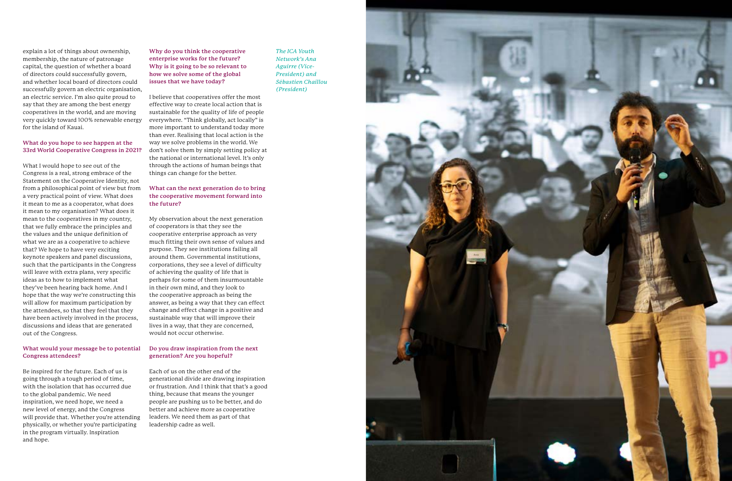explain a lot of things about ownership, membership, the nature of patronage capital, the question of whether a board of directors could successfully govern, and whether local board of directors could successfully govern an electric organisation, an electric service. I'm also quite proud to say that they are among the best energy cooperatives in the world, and are moving very quickly toward 100% renewable energy for the island of Kauai.

**What do you hope to see happen at the 33rd World Cooperative Congress in 2021?**

What I would hope to see out of the Congress is a real, strong embrace of the Statement on the Cooperative Identity, not from a philosophical point of view but from a very practical point of view. What does it mean to me as a cooperator, what does it mean to my organisation? What does it mean to the cooperatives in my country, that we fully embrace the principles and the values and the unique definition of what we are as a cooperative to achieve that? We hope to have very exciting keynote speakers and panel discussions, such that the participants in the Congress will leave with extra plans, very specific ideas as to how to implement what they've been hearing back home. And I hope that the way we're constructing this will allow for maximum participation by the attendees, so that they feel that they have been actively involved in the process, discussions and ideas that are generated out of the Congress.

**What would your message be to potential Congress attendees?**

Be inspired for the future. Each of us is going through a tough period of time, with the isolation that has occurred due to the global pandemic. We need inspiration, we need hope, we need a new level of energy, and the Congress will provide that. Whether you're attending physically, or whether you're participating in the program virtually. Inspiration and hope.

**Why do you think the cooperative enterprise works for the future? Why is it going to be so relevant to how we solve some of the global issues that we have today?**

I believe that cooperatives offer the most effective way to create local action that is sustainable for the quality of life of people everywhere. "Think globally, act locally" is more important to understand today more than ever. Realising that local action is the way we solve problems in the world. We don't solve them by simply setting policy at the national or international level. It's only through the actions of human beings that things can change for the better.

**What can the next generation do to bring the cooperative movement forward into the future?**

My observation about the next generation of cooperators is that they see the cooperative enterprise approach as very much fitting their own sense of values and purpose. They see institutions failing all around them. Governmental institutions, corporations, they see a level of difficulty of achieving the quality of life that is perhaps for some of them insurmountable in their own mind, and they look to the cooperative approach as being the answer, as being a way that they can effect change and effect change in a positive and sustainable way that will improve their lives in a way, that they are concerned, would not occur otherwise.

**Do you draw inspiration from the next generation? Are you hopeful?**

Each of us on the other end of the generational divide are drawing inspiration or frustration. And I think that that's a good thing, because that means the younger people are pushing us to be better, and do better and achieve more as cooperative leaders. We need them as part of that leadership cadre as well.

*The ICA Youth Network's Ana Aguirre (Vice-President) and Sébastien Chaillou (President)*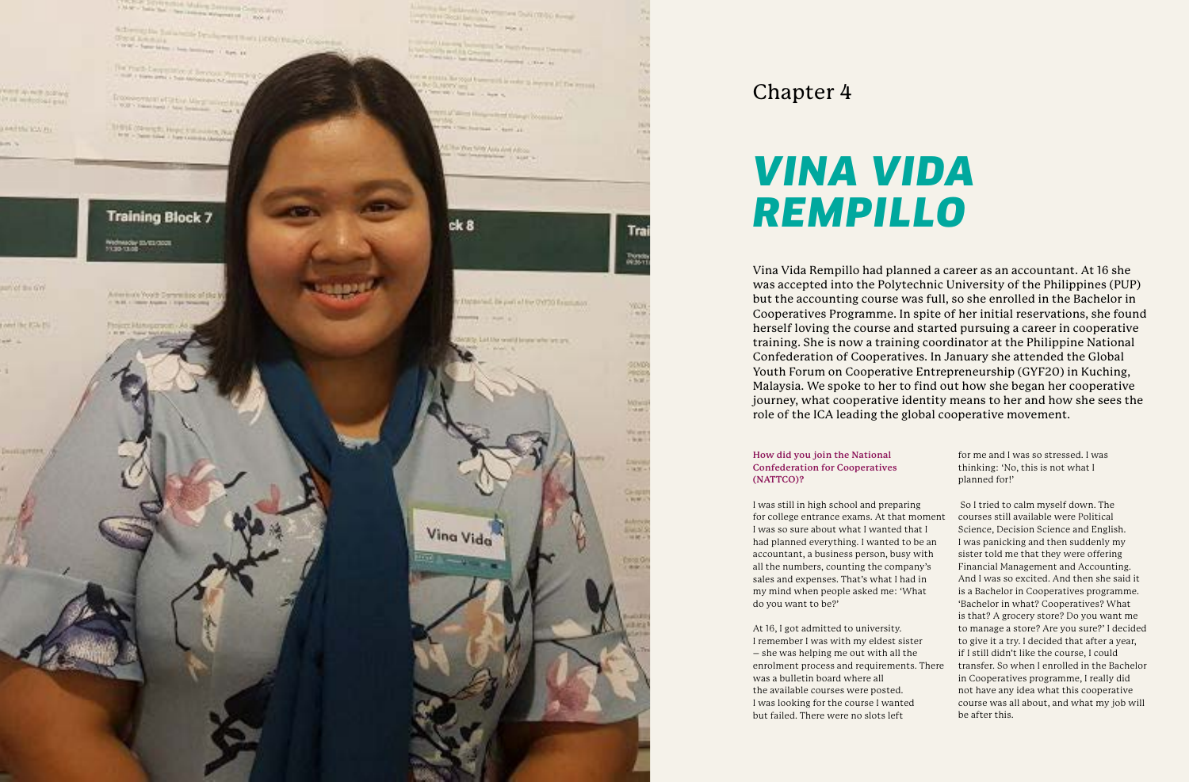Chapter 4

# *VINA VIDA REMPILLO*

Vina Vida Rempillo had planned a career as an accountant. At 16 she was accepted into the Polytechnic University of the Philippines (PUP) but the accounting course was full, so she enrolled in the Bachelor in Cooperatives Programme. In spite of her initial reservations, she found herself loving the course and started pursuing a career in cooperative training. She is now a training coordinator at the Philippine National Confederation of Cooperatives. In January she attended the Global Youth Forum on Cooperative Entrepreneurship (GYF20) in Kuching, Malaysia. We spoke to her to find out how she began her cooperative journey, what cooperative identity means to her and how she sees the role of the ICA leading the global cooperative movement.

**How did you join the National Confederation for Cooperatives (NATTCO)?**

I was still in high school and preparing for college entrance exams. At that moment I was so sure about what I wanted that I had planned everything. I wanted to be an accountant, a business person, busy with all the numbers, counting the company's sales and expenses. That's what I had in my mind when people asked me: 'What do you want to be?'

At 16, I got admitted to university. I remember I was with my eldest sister – she was helping me out with all the enrolment process and requirements. There was a bulletin board where all the available courses were posted. I was looking for the course I wanted but failed. There were no slots left for me and I was so stressed. I was thinking: 'No, this is not what I planned for!'

So I tried to calm myself down. The courses still available were Political Science, Decision Science and English. I was panicking and then suddenly my sister told me that they were offering Financial Management and Accounting. And I was so excited. And then she said it is a Bachelor in Cooperatives programme. 'Bachelor in what? Cooperatives? What is that? A grocery store? Do you want me to manage a store? Are you sure?' I decided to give it a try. I decided that after a year, if I still didn't like the course, I could transfer. So when I enrolled in the Bachelor in Cooperatives programme, I really did not have any idea what this cooperative course was all about, and what my job will be after this.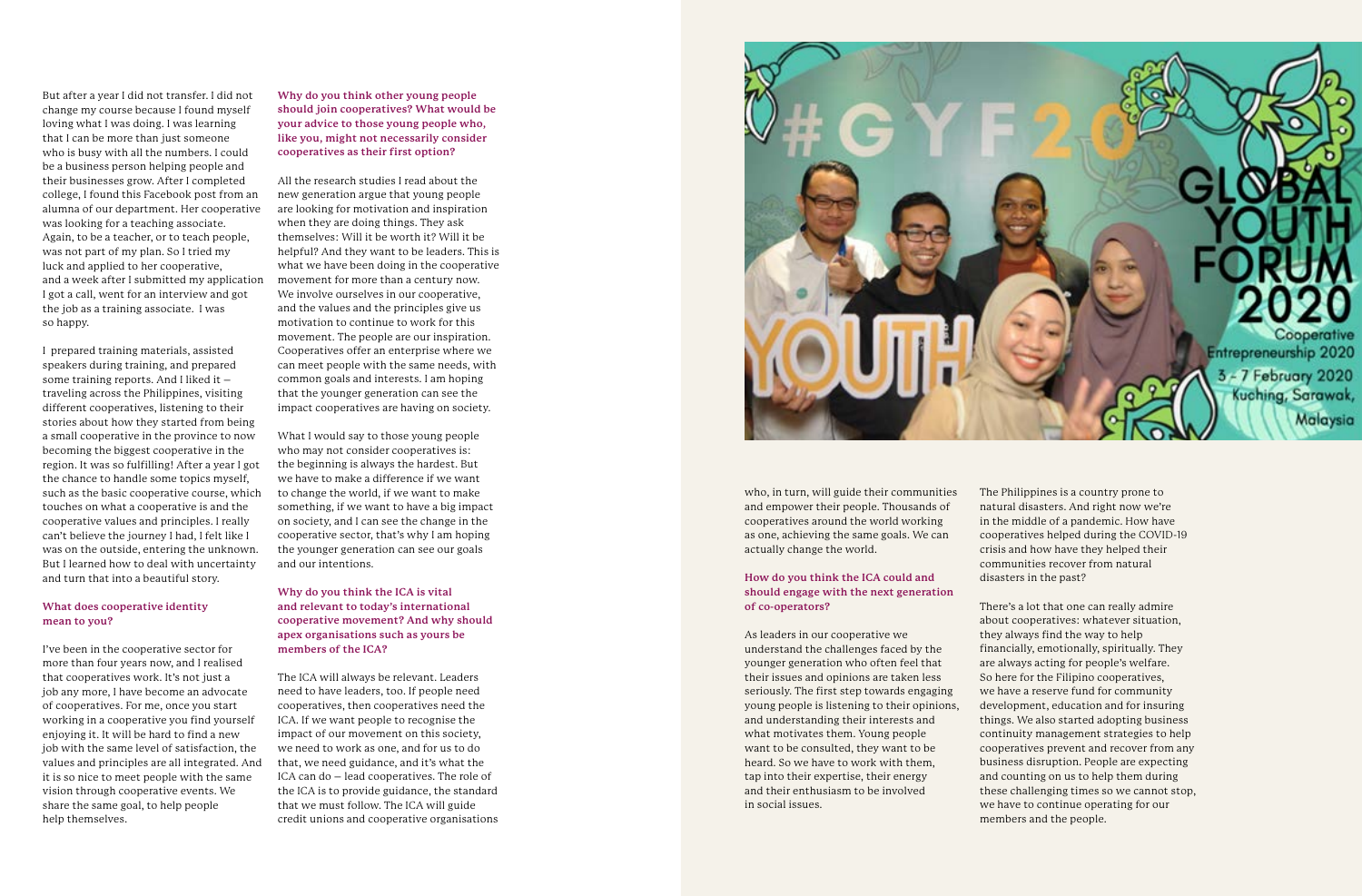But after a year I did not transfer. I did not change my course because I found myself loving what I was doing. I was learning that I can be more than just someone who is busy with all the numbers. I could be a business person helping people and their businesses grow. After I completed college, I found this Facebook post from an alumna of our department. Her cooperative was looking for a teaching associate. Again, to be a teacher, or to teach people, was not part of my plan. So I tried my luck and applied to her cooperative, and a week after I submitted my application I got a call, went for an interview and got the job as a training associate. I was so happy.

I prepared training materials, assisted speakers during training, and prepared some training reports. And I liked it – traveling across the Philippines, visiting different cooperatives, listening to their stories about how they started from being a small cooperative in the province to now becoming the biggest cooperative in the region. It was so fulfilling! After a year I got the chance to handle some topics myself, such as the basic cooperative course, which touches on what a cooperative is and the cooperative values and principles. I really can't believe the journey I had, I felt like I was on the outside, entering the unknown. But I learned how to deal with uncertainty and turn that into a beautiful story.

**What does cooperative identity mean to you?**

I've been in the cooperative sector for more than four years now, and I realised that cooperatives work. It's not just a job any more, I have become an advocate of cooperatives. For me, once you start working in a cooperative you find yourself enjoying it. It will be hard to find a new job with the same level of satisfaction, the values and principles are all integrated. And it is so nice to meet people with the same vision through cooperative events. We share the same goal, to help people help themselves.

**Why do you think other young people should join cooperatives? What would be your advice to those young people who, like you, might not necessarily consider cooperatives as their first option?**

All the research studies I read about the new generation argue that young people are looking for motivation and inspiration when they are doing things. They ask themselves: Will it be worth it? Will it be helpful? And they want to be leaders. This is what we have been doing in the cooperative movement for more than a century now. We involve ourselves in our cooperative, and the values and the principles give us motivation to continue to work for this movement. The people are our inspiration. Cooperatives offer an enterprise where we can meet people with the same needs, with common goals and interests. I am hoping that the younger generation can see the impact cooperatives are having on society.

What I would say to those young people who may not consider cooperatives is: the beginning is always the hardest. But we have to make a difference if we want to change the world, if we want to make something, if we want to have a big impact on society, and I can see the change in the cooperative sector, that's why I am hoping the younger generation can see our goals and our intentions.

**Why do you think the ICA is vital and relevant to today's international cooperative movement? And why should apex organisations such as yours be members of the ICA?**

The ICA will always be relevant. Leaders need to have leaders, too. If people need cooperatives, then cooperatives need the ICA. If we want people to recognise the impact of our movement on this society, we need to work as one, and for us to do that, we need guidance, and it's what the ICA can do – lead cooperatives. The role of the ICA is to provide guidance, the standard that we must follow. The ICA will guide credit unions and cooperative organisations who, in turn, will guide their communities and empower their people. Thousands of cooperatives around the world working as one, achieving the same goals. We can actually change the world.

**How do you think the ICA could and should engage with the next generation of co-operators?**

As leaders in our cooperative we understand the challenges faced by the younger generation who often feel that their issues and opinions are taken less seriously. The first step towards engaging young people is listening to their opinions, and understanding their interests and what motivates them. Young people want to be consulted, they want to be heard. So we have to work with them, tap into their expertise, their energy and their enthusiasm to be involved in social issues.

**The Philippines is a country prone to natural disasters. And right now we're in the middle of a pandemic. How have cooperatives helped during the COVID-19 crisis and how have they helped their communities recover from natural disasters in the past?**

There's a lot that one can really admire about cooperatives: whatever situation, they always find the way to help financially, emotionally, spiritually. They are always acting for people's welfare. So here for the Filipino cooperatives, we have a reserve fund for community development, education and for insuring things. We also started adopting business continuity management strategies to help cooperatives prevent and recover from any business disruption. People are expecting and counting on us to help them during these challenging times so we cannot stop, we have to continue operating for our members and the people.